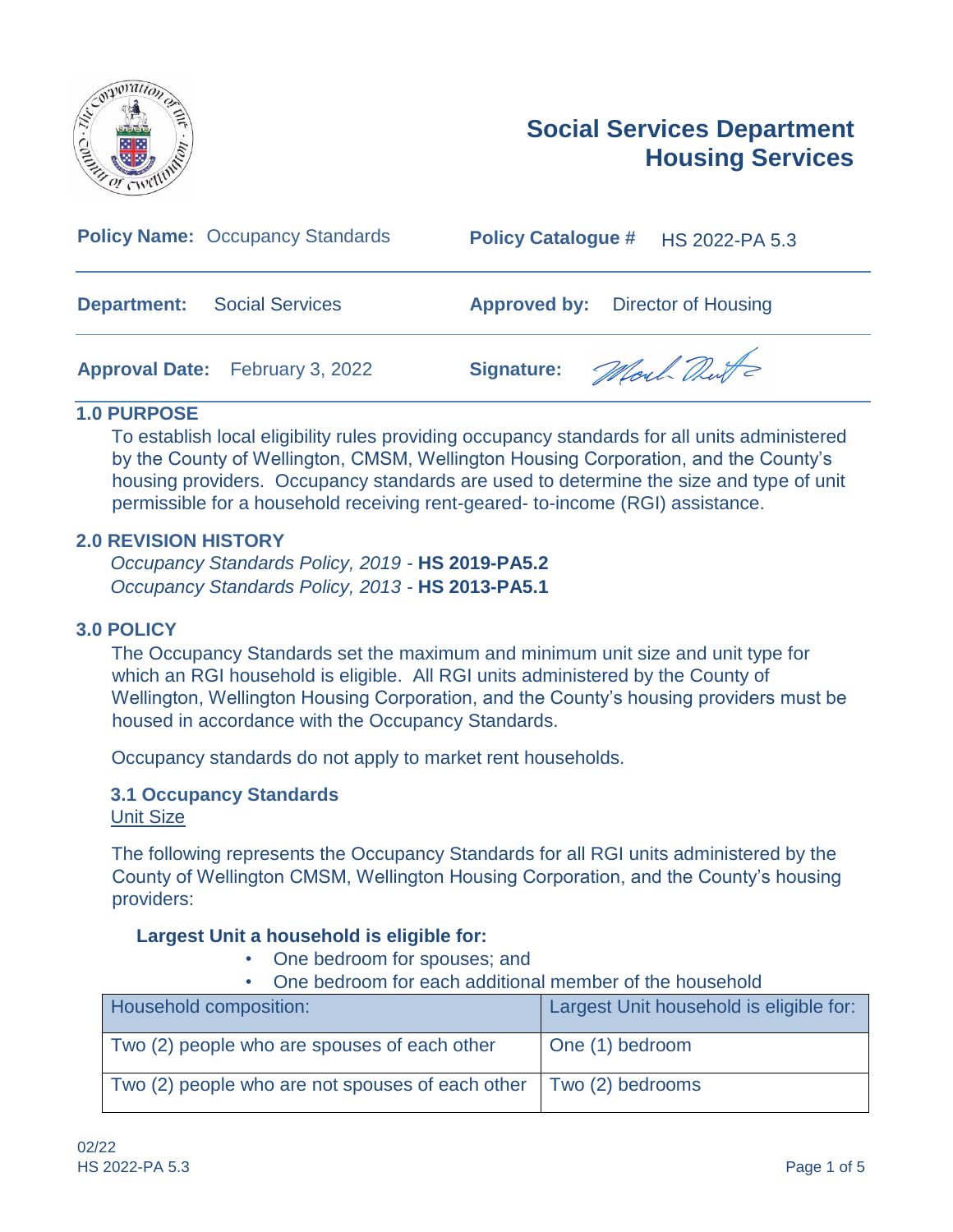# Social Services Department
# Housing Services

| **Policy Name:** Occupancy Standards | **Policy Catalogue #** HS 2022-PA 5.3 |
|---|---|
| **Department:** Social Services | **Approved by:** Director of Housing |
| **Approval Date:** February 3, 2022 | **Signature:** |

## 1.0 PURPOSE

To establish local eligibility rules providing occupancy standards for all units administered by the County of Wellington, CMSM, Wellington Housing Corporation, and the County's housing providers. Occupancy standards are used to determine the size and type of unit permissible for a household receiving rent-geared- to-income (RGI) assistance.

## 2.0 REVISION HISTORY

*Occupancy Standards Policy, 2019* - **HS 2019-PA5.2**
*Occupancy Standards Policy, 2013* - **HS 2013-PA5.1**

## 3.0 POLICY

The Occupancy Standards set the maximum and minimum unit size and unit type for which an RGI household is eligible. All RGI units administered by the County of Wellington, Wellington Housing Corporation, and the County's housing providers must be housed in accordance with the Occupancy Standards.

Occupancy standards do not apply to market rent households.

### 3.1 Occupancy Standards

Unit Size

The following represents the Occupancy Standards for all RGI units administered by the County of Wellington CMSM, Wellington Housing Corporation, and the County's housing providers:

**Largest Unit a household is eligible for:**

- One bedroom for spouses; and
- One bedroom for each additional member of the household

| Household composition: | Largest Unit household is eligible for: |
|---|---|
| Two (2) people who are spouses of each other | One (1) bedroom |
| Two (2) people who are not spouses of each other | Two (2) bedrooms |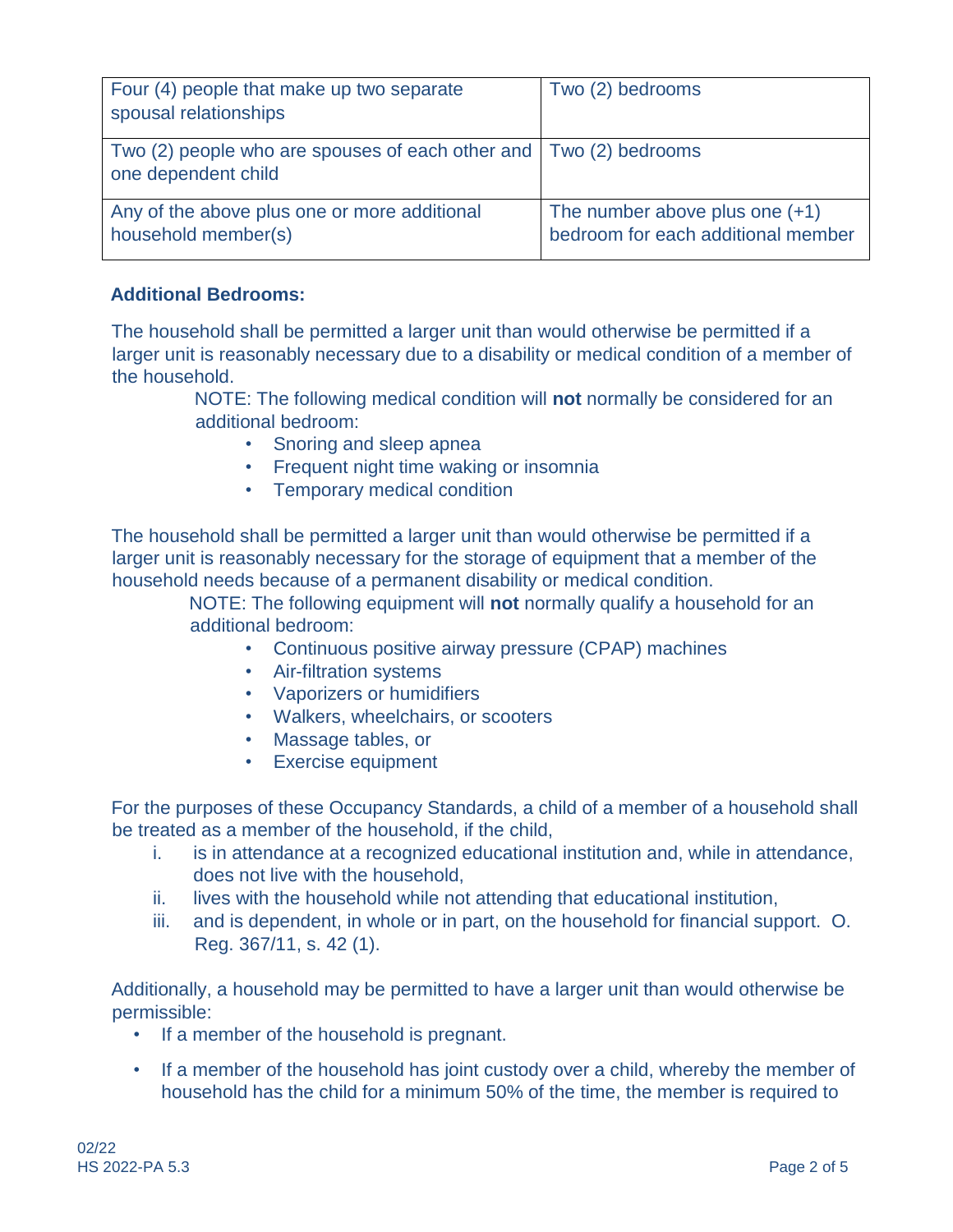| | |
|---|---|
| Four (4) people that make up two separate spousal relationships | Two (2) bedrooms |
| Two (2) people who are spouses of each other and one dependent child | Two (2) bedrooms |
| Any of the above plus one or more additional household member(s) | The number above plus one (+1) bedroom for each additional member |

**Additional Bedrooms:**

The household shall be permitted a larger unit than would otherwise be permitted if a larger unit is reasonably necessary due to a disability or medical condition of a member of the household.

> NOTE: The following medical condition will **not** normally be considered for an additional bedroom:
>
> - Snoring and sleep apnea
> - Frequent night time waking or insomnia
> - Temporary medical condition

The household shall be permitted a larger unit than would otherwise be permitted if a larger unit is reasonably necessary for the storage of equipment that a member of the household needs because of a permanent disability or medical condition.

> NOTE: The following equipment will **not** normally qualify a household for an additional bedroom:
>
> - Continuous positive airway pressure (CPAP) machines
> - Air-filtration systems
> - Vaporizers or humidifiers
> - Walkers, wheelchairs, or scooters
> - Massage tables, or
> - Exercise equipment

For the purposes of these Occupancy Standards, a child of a member of a household shall be treated as a member of the household, if the child,

i. is in attendance at a recognized educational institution and, while in attendance, does not live with the household,
ii. lives with the household while not attending that educational institution,
iii. and is dependent, in whole or in part, on the household for financial support. O. Reg. 367/11, s. 42 (1).

Additionally, a household may be permitted to have a larger unit than would otherwise be permissible:

- If a member of the household is pregnant.
- If a member of the household has joint custody over a child, whereby the member of household has the child for a minimum 50% of the time, the member is required to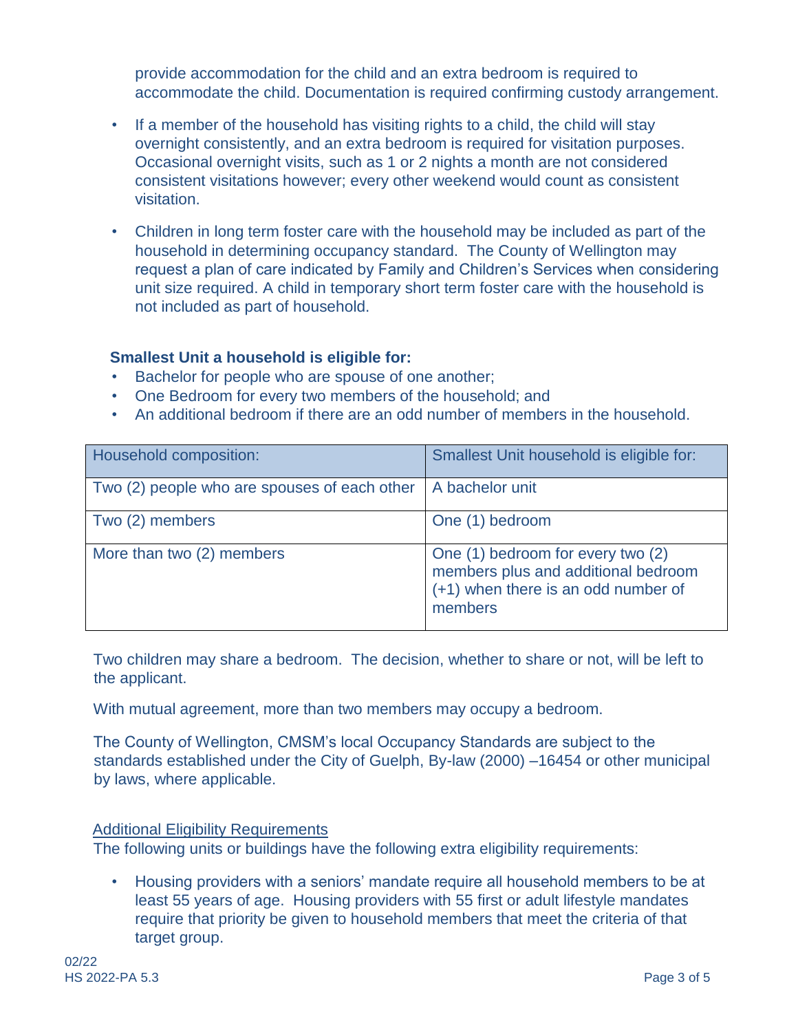provide accommodation for the child and an extra bedroom is required to accommodate the child. Documentation is required confirming custody arrangement.

- If a member of the household has visiting rights to a child, the child will stay overnight consistently, and an extra bedroom is required for visitation purposes. Occasional overnight visits, such as 1 or 2 nights a month are not considered consistent visitations however; every other weekend would count as consistent visitation.
- Children in long term foster care with the household may be included as part of the household in determining occupancy standard. The County of Wellington may request a plan of care indicated by Family and Children's Services when considering unit size required. A child in temporary short term foster care with the household is not included as part of household.

**Smallest Unit a household is eligible for:**

- Bachelor for people who are spouse of one another;
- One Bedroom for every two members of the household; and
- An additional bedroom if there are an odd number of members in the household.

| Household composition: | Smallest Unit household is eligible for: |
|---|---|
| Two (2) people who are spouses of each other | A bachelor unit |
| Two (2) members | One (1) bedroom |
| More than two (2) members | One (1) bedroom for every two (2) members plus and additional bedroom (+1) when there is an odd number of members |

Two children may share a bedroom. The decision, whether to share or not, will be left to the applicant.

With mutual agreement, more than two members may occupy a bedroom.

The County of Wellington, CMSM's local Occupancy Standards are subject to the standards established under the City of Guelph, By-law (2000) –16454 or other municipal by laws, where applicable.

<u>Additional Eligibility Requirements</u>

The following units or buildings have the following extra eligibility requirements:

- Housing providers with a seniors' mandate require all household members to be at least 55 years of age. Housing providers with 55 first or adult lifestyle mandates require that priority be given to household members that meet the criteria of that target group.

02/22
HS 2022-PA 5.3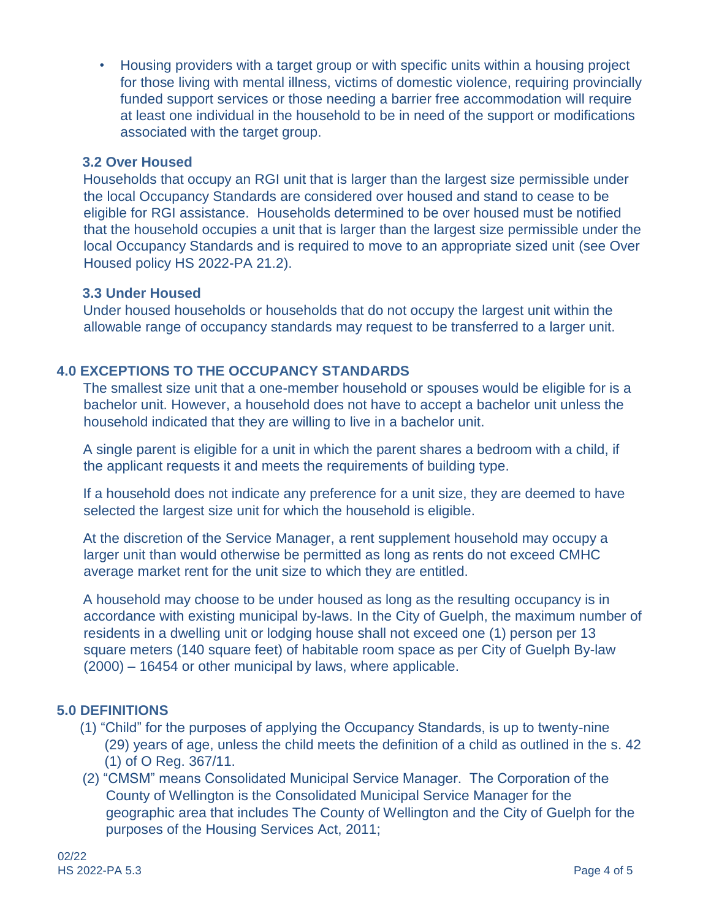- Housing providers with a target group or with specific units within a housing project for those living with mental illness, victims of domestic violence, requiring provincially funded support services or those needing a barrier free accommodation will require at least one individual in the household to be in need of the support or modifications associated with the target group.

### 3.2 Over Housed

Households that occupy an RGI unit that is larger than the largest size permissible under the local Occupancy Standards are considered over housed and stand to cease to be eligible for RGI assistance. Households determined to be over housed must be notified that the household occupies a unit that is larger than the largest size permissible under the local Occupancy Standards and is required to move to an appropriate sized unit (see Over Housed policy HS 2022-PA 21.2).

### 3.3 Under Housed

Under housed households or households that do not occupy the largest unit within the allowable range of occupancy standards may request to be transferred to a larger unit.

## 4.0 EXCEPTIONS TO THE OCCUPANCY STANDARDS

The smallest size unit that a one-member household or spouses would be eligible for is a bachelor unit. However, a household does not have to accept a bachelor unit unless the household indicated that they are willing to live in a bachelor unit.

A single parent is eligible for a unit in which the parent shares a bedroom with a child, if the applicant requests it and meets the requirements of building type.

If a household does not indicate any preference for a unit size, they are deemed to have selected the largest size unit for which the household is eligible.

At the discretion of the Service Manager, a rent supplement household may occupy a larger unit than would otherwise be permitted as long as rents do not exceed CMHC average market rent for the unit size to which they are entitled.

A household may choose to be under housed as long as the resulting occupancy is in accordance with existing municipal by-laws. In the City of Guelph, the maximum number of residents in a dwelling unit or lodging house shall not exceed one (1) person per 13 square meters (140 square feet) of habitable room space as per City of Guelph By-law (2000) – 16454 or other municipal by laws, where applicable.

## 5.0 DEFINITIONS

(1) "Child" for the purposes of applying the Occupancy Standards, is up to twenty-nine (29) years of age, unless the child meets the definition of a child as outlined in the s. 42 (1) of O Reg. 367/11.

(2) "CMSM" means Consolidated Municipal Service Manager. The Corporation of the County of Wellington is the Consolidated Municipal Service Manager for the geographic area that includes The County of Wellington and the City of Guelph for the purposes of the Housing Services Act, 2011;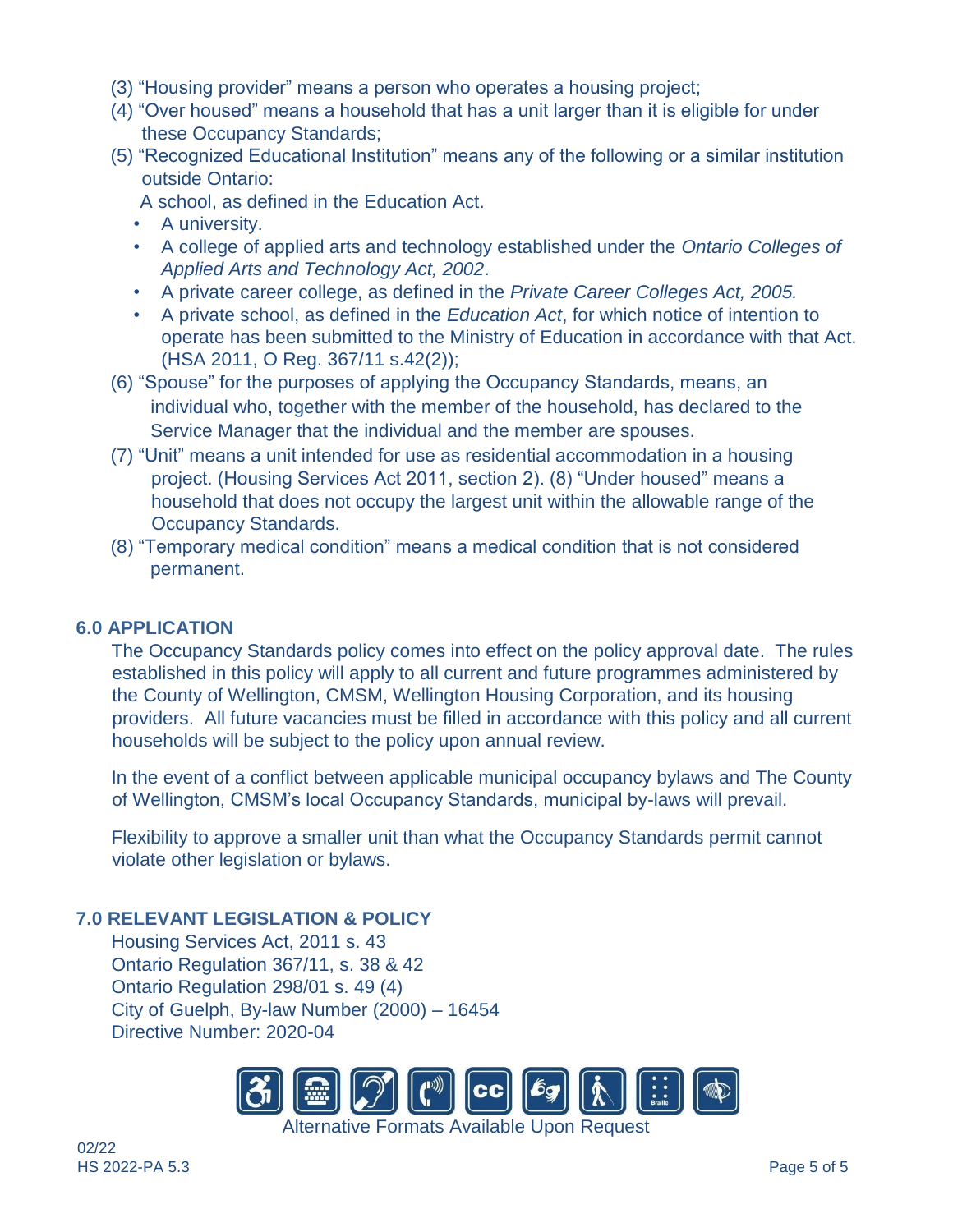(3) "Housing provider" means a person who operates a housing project;

(4) "Over housed" means a household that has a unit larger than it is eligible for under these Occupancy Standards;

(5) "Recognized Educational Institution" means any of the following or a similar institution outside Ontario:

A school, as defined in the Education Act.

- A university.
- A college of applied arts and technology established under the *Ontario Colleges of Applied Arts and Technology Act, 2002*.
- A private career college, as defined in the *Private Career Colleges Act, 2005.*
- A private school, as defined in the *Education Act*, for which notice of intention to operate has been submitted to the Ministry of Education in accordance with that Act. (HSA 2011, O Reg. 367/11 s.42(2));

(6) "Spouse" for the purposes of applying the Occupancy Standards, means, an individual who, together with the member of the household, has declared to the Service Manager that the individual and the member are spouses.

(7) "Unit" means a unit intended for use as residential accommodation in a housing project. (Housing Services Act 2011, section 2). (8) "Under housed" means a household that does not occupy the largest unit within the allowable range of the Occupancy Standards.

(8) "Temporary medical condition" means a medical condition that is not considered permanent.

## 6.0 APPLICATION

The Occupancy Standards policy comes into effect on the policy approval date. The rules established in this policy will apply to all current and future programmes administered by the County of Wellington, CMSM, Wellington Housing Corporation, and its housing providers. All future vacancies must be filled in accordance with this policy and all current households will be subject to the policy upon annual review.

In the event of a conflict between applicable municipal occupancy bylaws and The County of Wellington, CMSM's local Occupancy Standards, municipal by-laws will prevail.

Flexibility to approve a smaller unit than what the Occupancy Standards permit cannot violate other legislation or bylaws.

## 7.0 RELEVANT LEGISLATION & POLICY

Housing Services Act, 2011 s. 43
Ontario Regulation 367/11, s. 38 & 42
Ontario Regulation 298/01 s. 49 (4)
City of Guelph, By-law Number (2000) – 16454
Directive Number: 2020-04

Alternative Formats Available Upon Request

02/22
HS 2022-PA 5.3